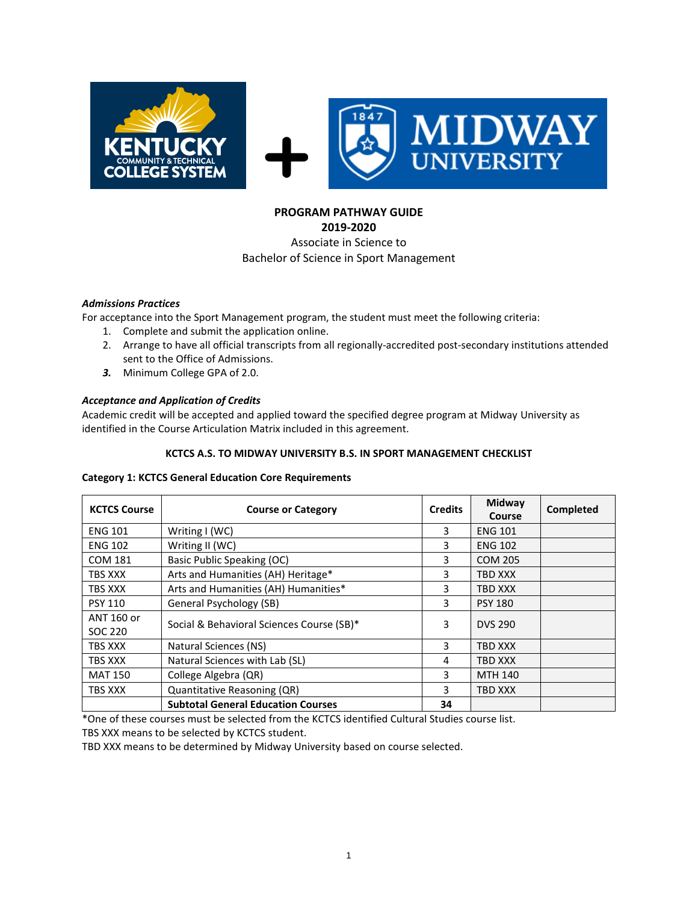**PROGRAM PATHWAY GUIDE**
**2019-2020**
Associate in Science to
Bachelor of Science in Sport Management

***Admissions Practices***

For acceptance into the Sport Management program, the student must meet the following criteria:

1. Complete and submit the application online.
2. Arrange to have all official transcripts from all regionally-accredited post-secondary institutions attended sent to the Office of Admissions.
3. Minimum College GPA of 2.0.

***Acceptance and Application of Credits***

Academic credit will be accepted and applied toward the specified degree program at Midway University as identified in the Course Articulation Matrix included in this agreement.

**KCTCS A.S. TO MIDWAY UNIVERSITY B.S. IN SPORT MANAGEMENT CHECKLIST**

**Category 1: KCTCS General Education Core Requirements**

| KCTCS Course | Course or Category | Credits | Midway Course | Completed |
|---|---|---|---|---|
| ENG 101 | Writing I (WC) | 3 | ENG 101 | |
| ENG 102 | Writing II (WC) | 3 | ENG 102 | |
| COM 181 | Basic Public Speaking (OC) | 3 | COM 205 | |
| TBS XXX | Arts and Humanities (AH) Heritage* | 3 | TBD XXX | |
| TBS XXX | Arts and Humanities (AH) Humanities* | 3 | TBD XXX | |
| PSY 110 | General Psychology (SB) | 3 | PSY 180 | |
| ANT 160 or SOC 220 | Social & Behavioral Sciences Course (SB)* | 3 | DVS 290 | |
| TBS XXX | Natural Sciences (NS) | 3 | TBD XXX | |
| TBS XXX | Natural Sciences with Lab (SL) | 4 | TBD XXX | |
| MAT 150 | College Algebra (QR) | 3 | MTH 140 | |
| TBS XXX | Quantitative Reasoning (QR) | 3 | TBD XXX | |
| | **Subtotal General Education Courses** | **34** | | |

*One of these courses must be selected from the KCTCS identified Cultural Studies course list.
TBS XXX means to be selected by KCTCS student.
TBD XXX means to be determined by Midway University based on course selected.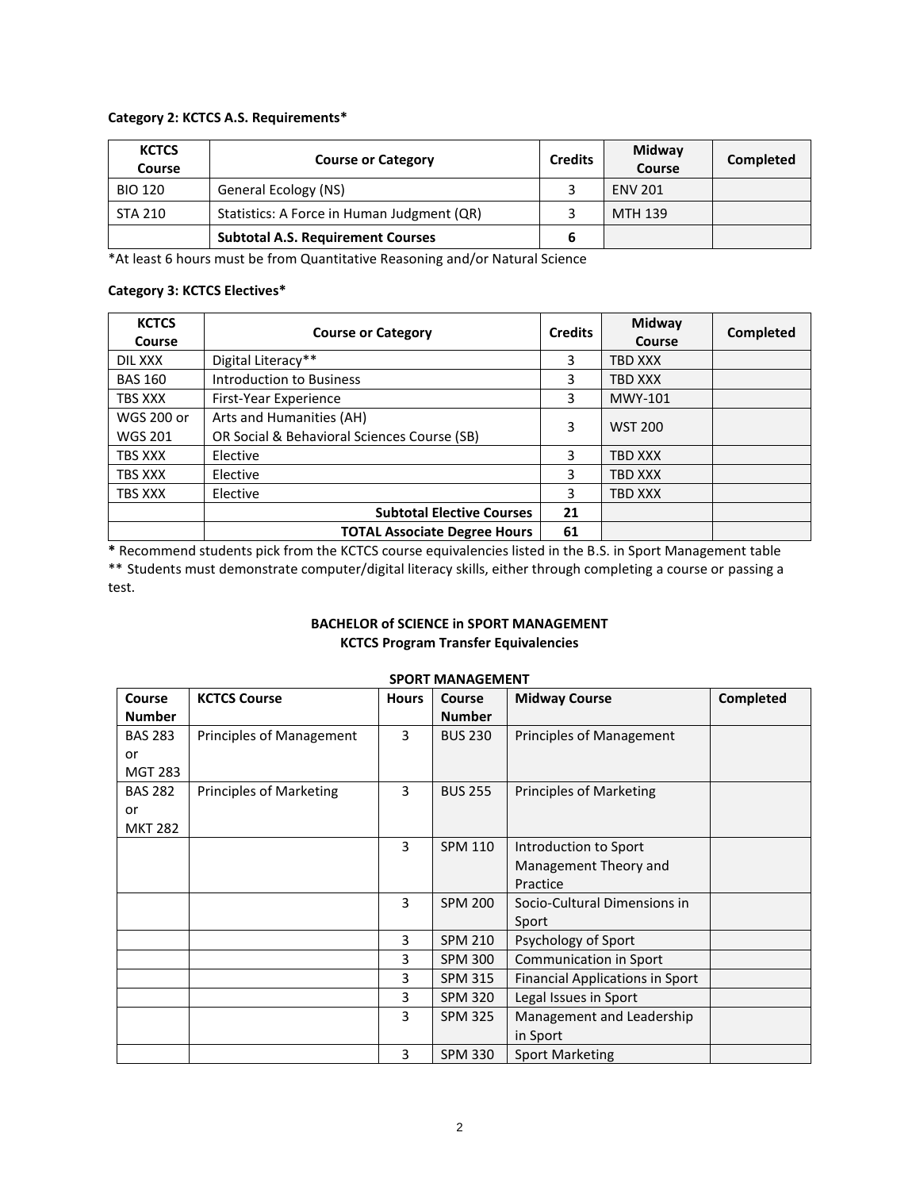**Category 2: KCTCS A.S. Requirements***

| KCTCS Course | Course or Category | Credits | Midway Course | Completed |
|---|---|---|---|---|
| BIO 120 | General Ecology (NS) | 3 | ENV 201 | |
| STA 210 | Statistics: A Force in Human Judgment (QR) | 3 | MTH 139 | |
| | **Subtotal A.S. Requirement Courses** | **6** | | |

*At least 6 hours must be from Quantitative Reasoning and/or Natural Science

**Category 3: KCTCS Electives***

| KCTCS Course | Course or Category | Credits | Midway Course | Completed |
|---|---|---|---|---|
| DIL XXX | Digital Literacy** | 3 | TBD XXX | |
| BAS 160 | Introduction to Business | 3 | TBD XXX | |
| TBS XXX | First-Year Experience | 3 | MWY-101 | |
| WGS 200 or WGS 201 | Arts and Humanities (AH) OR Social & Behavioral Sciences Course (SB) | 3 | WST 200 | |
| TBS XXX | Elective | 3 | TBD XXX | |
| TBS XXX | Elective | 3 | TBD XXX | |
| TBS XXX | Elective | 3 | TBD XXX | |
| | **Subtotal Elective Courses** | **21** | | |
| | **TOTAL Associate Degree Hours** | **61** | | |

**\*** Recommend students pick from the KCTCS course equivalencies listed in the B.S. in Sport Management table

** Students must demonstrate computer/digital literacy skills, either through completing a course or passing a test.

## BACHELOR of SCIENCE in SPORT MANAGEMENT
## KCTCS Program Transfer Equivalencies

**SPORT MANAGEMENT**

| Course Number | KCTCS Course | Hours | Course Number | Midway Course | Completed |
|---|---|---|---|---|---|
| BAS 283 or MGT 283 | Principles of Management | 3 | BUS 230 | Principles of Management | |
| BAS 282 or MKT 282 | Principles of Marketing | 3 | BUS 255 | Principles of Marketing | |
| | | 3 | SPM 110 | Introduction to Sport Management Theory and Practice | |
| | | 3 | SPM 200 | Socio-Cultural Dimensions in Sport | |
| | | 3 | SPM 210 | Psychology of Sport | |
| | | 3 | SPM 300 | Communication in Sport | |
| | | 3 | SPM 315 | Financial Applications in Sport | |
| | | 3 | SPM 320 | Legal Issues in Sport | |
| | | 3 | SPM 325 | Management and Leadership in Sport | |
| | | 3 | SPM 330 | Sport Marketing | |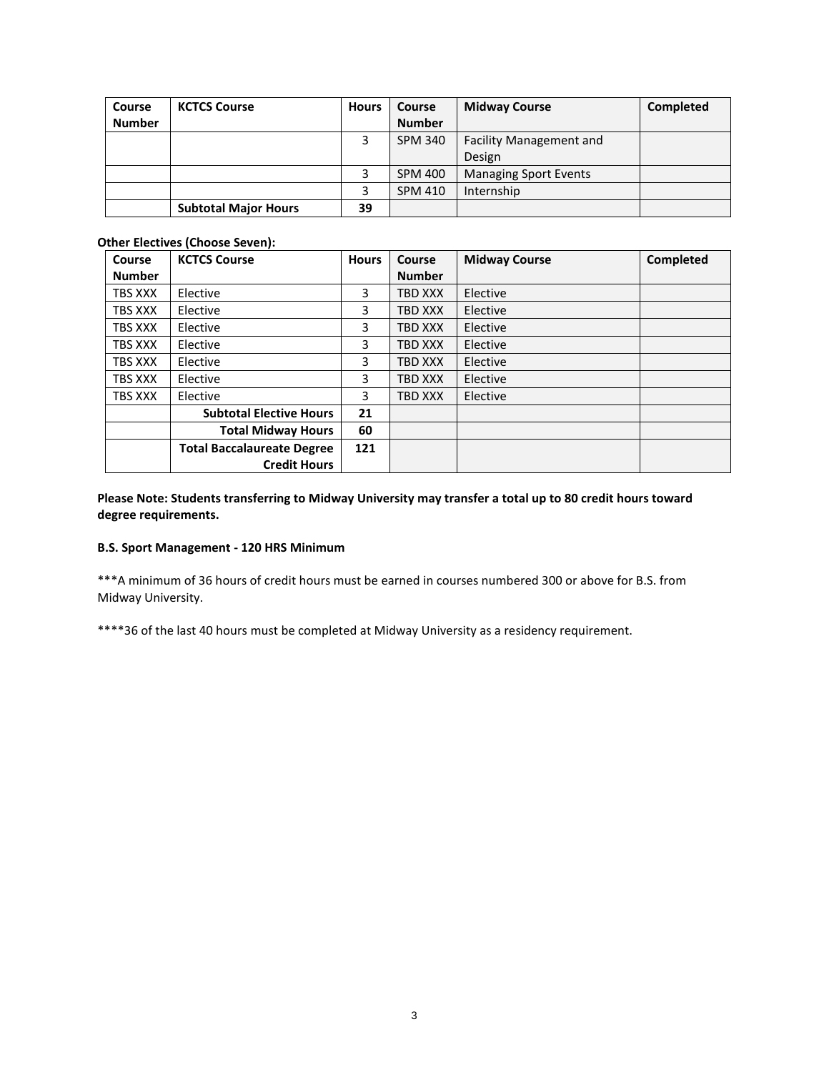| Course Number | KCTCS Course | Hours | Course Number | Midway Course | Completed |
|---|---|---|---|---|---|
| | | 3 | SPM 340 | Facility Management and Design | |
| | | 3 | SPM 400 | Managing Sport Events | |
| | | 3 | SPM 410 | Internship | |
| | **Subtotal Major Hours** | **39** | | | |

**Other Electives (Choose Seven):**

| Course Number | KCTCS Course | Hours | Course Number | Midway Course | Completed |
|---|---|---|---|---|---|
| TBS XXX | Elective | 3 | TBD XXX | Elective | |
| TBS XXX | Elective | 3 | TBD XXX | Elective | |
| TBS XXX | Elective | 3 | TBD XXX | Elective | |
| TBS XXX | Elective | 3 | TBD XXX | Elective | |
| TBS XXX | Elective | 3 | TBD XXX | Elective | |
| TBS XXX | Elective | 3 | TBD XXX | Elective | |
| TBS XXX | Elective | 3 | TBD XXX | Elective | |
| | **Subtotal Elective Hours** | **21** | | | |
| | **Total Midway Hours** | **60** | | | |
| | **Total Baccalaureate Degree Credit Hours** | **121** | | | |

**Please Note: Students transferring to Midway University may transfer a total up to 80 credit hours toward degree requirements.**

**B.S. Sport Management - 120 HRS Minimum**

***A minimum of 36 hours of credit hours must be earned in courses numbered 300 or above for B.S. from Midway University.

****36 of the last 40 hours must be completed at Midway University as a residency requirement.